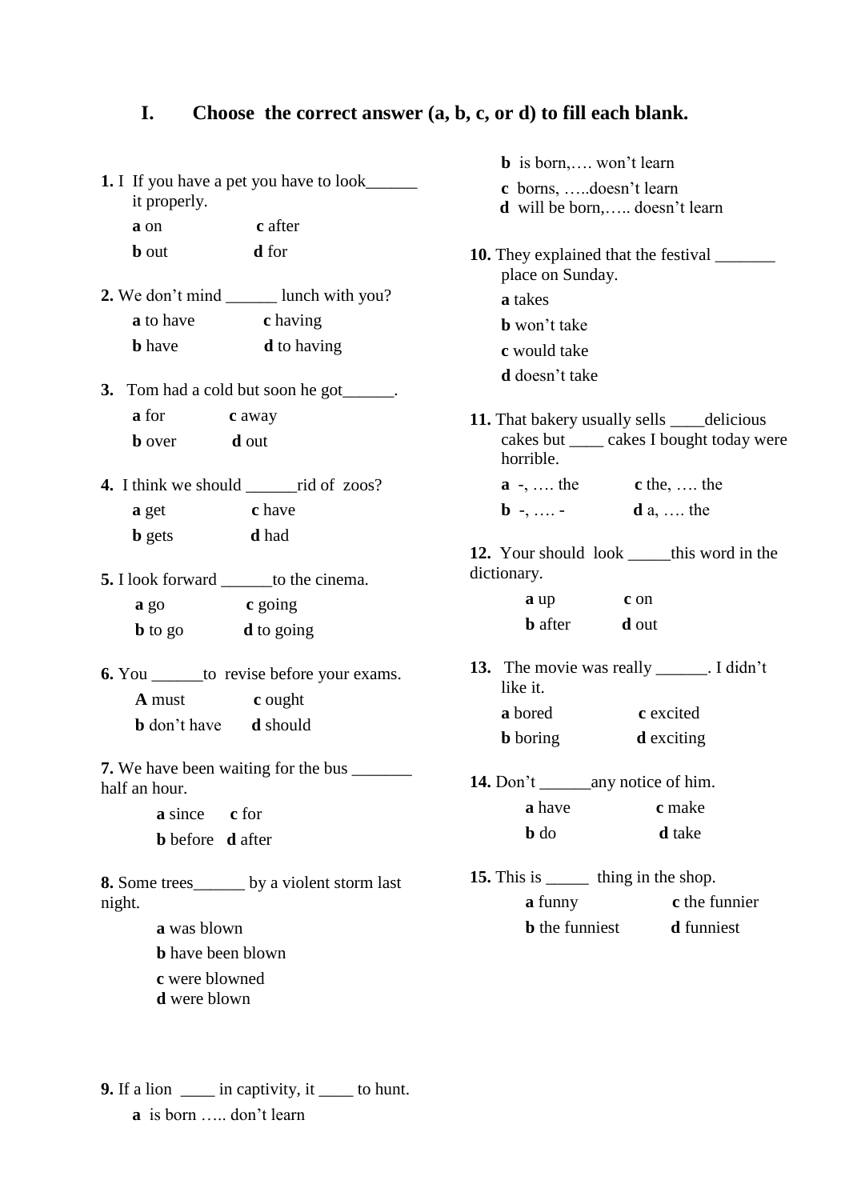# I. Choose the correct answer (a, b, c, or d) to fill each blank.

**1.** I If you have a pet you have to look______ it properly.

**a** on **c** after

**b** out **d** for

**2.** We don't mind ______ lunch with you?

**a** to have **c** having

**b** have **d** to having

**3.** Tom had a cold but soon he got______.

**a** for **c** away

**b** over **d** out

**4.** I think we should ______rid of zoos?

**a** get **c** have

**b** gets **d** had

**5.** I look forward ______to the cinema.

**a** go **c** going

**b** to go **d** to going

**6.** You ______to revise before your exams.

**A** must **c** ought

**b** don't have **d** should

**7.** We have been waiting for the bus _______ half an hour.

**a** since **c** for

**b** before **d** after

**8.** Some trees______ by a violent storm last night.

**a** was blown

**b** have been blown

**c** were blowned

**d** were blown

**9.** If a lion ____ in captivity, it ____ to hunt.

**a** is born ….. don't learn

**b** is born,…. won't learn

**c** borns, …..doesn't learn

**d** will be born,….. doesn't learn

**10.** They explained that the festival _______ place on Sunday.

**a** takes

**b** won't take

**c** would take

**d** doesn't take

**11.** That bakery usually sells ____delicious cakes but ____ cakes I bought today were horrible.

**a** -, …. the **c** the, …. the

**b** -, …. - **d** a, …. the

**12.** Your should look _____this word in the dictionary.

**a** up **c** on

**b** after **d** out

**13.** The movie was really ______. I didn't like it.

**a** bored **c** excited

**b** boring **d** exciting

**14.** Don't ______any notice of him.

**a** have **c** make

**b** do **d** take

**15.** This is _____ thing in the shop.

**a** funny **c** the funnier

**b** the funniest **d** funniest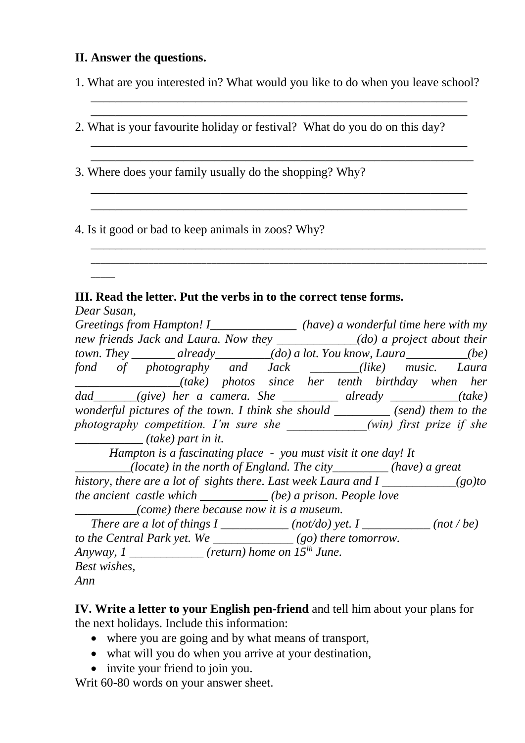**II. Answer the questions.**

1. What are you interested in? What would you like to do when you leave school?

_________________________________________________________________
_________________________________________________________________

2. What is your favourite holiday or festival? What do you do on this day?

_________________________________________________________________
_________________________________________________________________

3. Where does your family usually do the shopping? Why?

_________________________________________________________________
_________________________________________________________________

4. Is it good or bad to keep animals in zoos? Why?

_________________________________________________________________
_________________________________________________________________
____

**III. Read the letter. Put the verbs in to the correct tense forms.**

*Dear Susan,*

*Greetings from Hampton! I______________ (have) a wonderful time here with my new friends Jack and Laura. Now they _____________(do) a project about their town. They _______ already_________(do) a lot. You know, Laura__________(be) fond of photography and Jack ________(like) music. Laura _________________(take) photos since her tenth birthday when her dad_______(give) her a camera. She _________ already ___________(take) wonderful pictures of the town. I think she should _________ (send) them to the photography competition. I'm sure she _____________(win) first prize if she ___________ (take) part in it.*

*Hampton is a fascinating place - you must visit it one day! It _________(locate) in the north of England. The city_________ (have) a great history, there are a lot of sights there. Last week Laura and I ____________(go)to the ancient castle which ___________ (be) a prison. People love __________(come) there because now it is a museum.*

*There are a lot of things I ___________ (not/do) yet. I ___________ (not / be) to the Central Park yet. We _____________ (go) there tomorrow.*

*Anyway, 1 ____________ (return) home on 15th June.*

*Best wishes,*

*Ann*

**IV. Write a letter to your English pen-friend** and tell him about your plans for the next holidays. Include this information:

- where you are going and by what means of transport,
- what will you do when you arrive at your destination,
- invite your friend to join you.

Writ 60-80 words on your answer sheet.